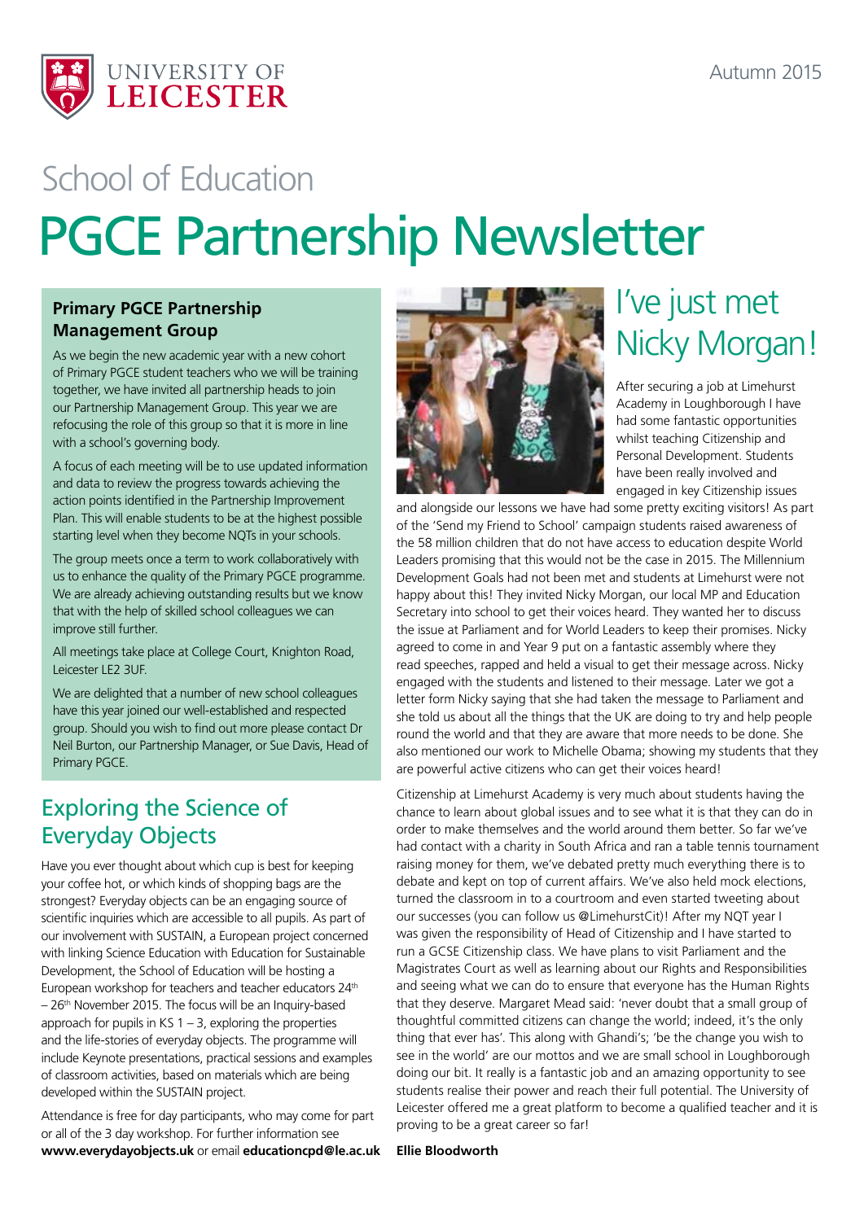Autumn 2015

School of Education

# PGCE Partnership Newsletter

## Primary PGCE Partnership Management Group

As we begin the new academic year with a new cohort of Primary PGCE student teachers who we will be training together, we have invited all partnership heads to join our Partnership Management Group. This year we are refocusing the role of this group so that it is more in line with a school's governing body.

A focus of each meeting will be to use updated information and data to review the progress towards achieving the action points identified in the Partnership Improvement Plan. This will enable students to be at the highest possible starting level when they become NQTs in your schools.

The group meets once a term to work collaboratively with us to enhance the quality of the Primary PGCE programme. We are already achieving outstanding results but we know that with the help of skilled school colleagues we can improve still further.

All meetings take place at College Court, Knighton Road, Leicester LE2 3UF.

We are delighted that a number of new school colleagues have this year joined our well-established and respected group. Should you wish to find out more please contact Dr Neil Burton, our Partnership Manager, or Sue Davis, Head of Primary PGCE.

## Exploring the Science of Everyday Objects

Have you ever thought about which cup is best for keeping your coffee hot, or which kinds of shopping bags are the strongest? Everyday objects can be an engaging source of scientific inquiries which are accessible to all pupils. As part of our involvement with SUSTAIN, a European project concerned with linking Science Education with Education for Sustainable Development, the School of Education will be hosting a European workshop for teachers and teacher educators 24th – 26th November 2015. The focus will be an Inquiry-based approach for pupils in KS 1 – 3, exploring the properties and the life-stories of everyday objects. The programme will include Keynote presentations, practical sessions and examples of classroom activities, based on materials which are being developed within the SUSTAIN project.

Attendance is free for day participants, who may come for part or all of the 3 day workshop. For further information see **www.everydayobjects.uk** or email **educationcpd@le.ac.uk**

## I've just met Nicky Morgan!

After securing a job at Limehurst Academy in Loughborough I have had some fantastic opportunities whilst teaching Citizenship and Personal Development. Students have been really involved and engaged in key Citizenship issues and alongside our lessons we have had some pretty exciting visitors! As part of the 'Send my Friend to School' campaign students raised awareness of the 58 million children that do not have access to education despite World Leaders promising that this would not be the case in 2015. The Millennium Development Goals had not been met and students at Limehurst were not happy about this! They invited Nicky Morgan, our local MP and Education Secretary into school to get their voices heard. They wanted her to discuss the issue at Parliament and for World Leaders to keep their promises. Nicky agreed to come in and Year 9 put on a fantastic assembly where they read speeches, rapped and held a visual to get their message across. Nicky engaged with the students and listened to their message. Later we got a letter form Nicky saying that she had taken the message to Parliament and she told us about all the things that the UK are doing to try and help people round the world and that they are aware that more needs to be done. She also mentioned our work to Michelle Obama; showing my students that they are powerful active citizens who can get their voices heard!

Citizenship at Limehurst Academy is very much about students having the chance to learn about global issues and to see what it is that they can do in order to make themselves and the world around them better. So far we've had contact with a charity in South Africa and ran a table tennis tournament raising money for them, we've debated pretty much everything there is to debate and kept on top of current affairs. We've also held mock elections, turned the classroom in to a courtroom and even started tweeting about our successes (you can follow us @LimehurstCit)! After my NQT year I was given the responsibility of Head of Citizenship and I have started to run a GCSE Citizenship class. We have plans to visit Parliament and the Magistrates Court as well as learning about our Rights and Responsibilities and seeing what we can do to ensure that everyone has the Human Rights that they deserve. Margaret Mead said: 'never doubt that a small group of thoughtful committed citizens can change the world; indeed, it's the only thing that ever has'. This along with Ghandi's; 'be the change you wish to see in the world' are our mottos and we are small school in Loughborough doing our bit. It really is a fantastic job and an amazing opportunity to see students realise their power and reach their full potential. The University of Leicester offered me a great platform to become a qualified teacher and it is proving to be a great career so far!

**Ellie Bloodworth**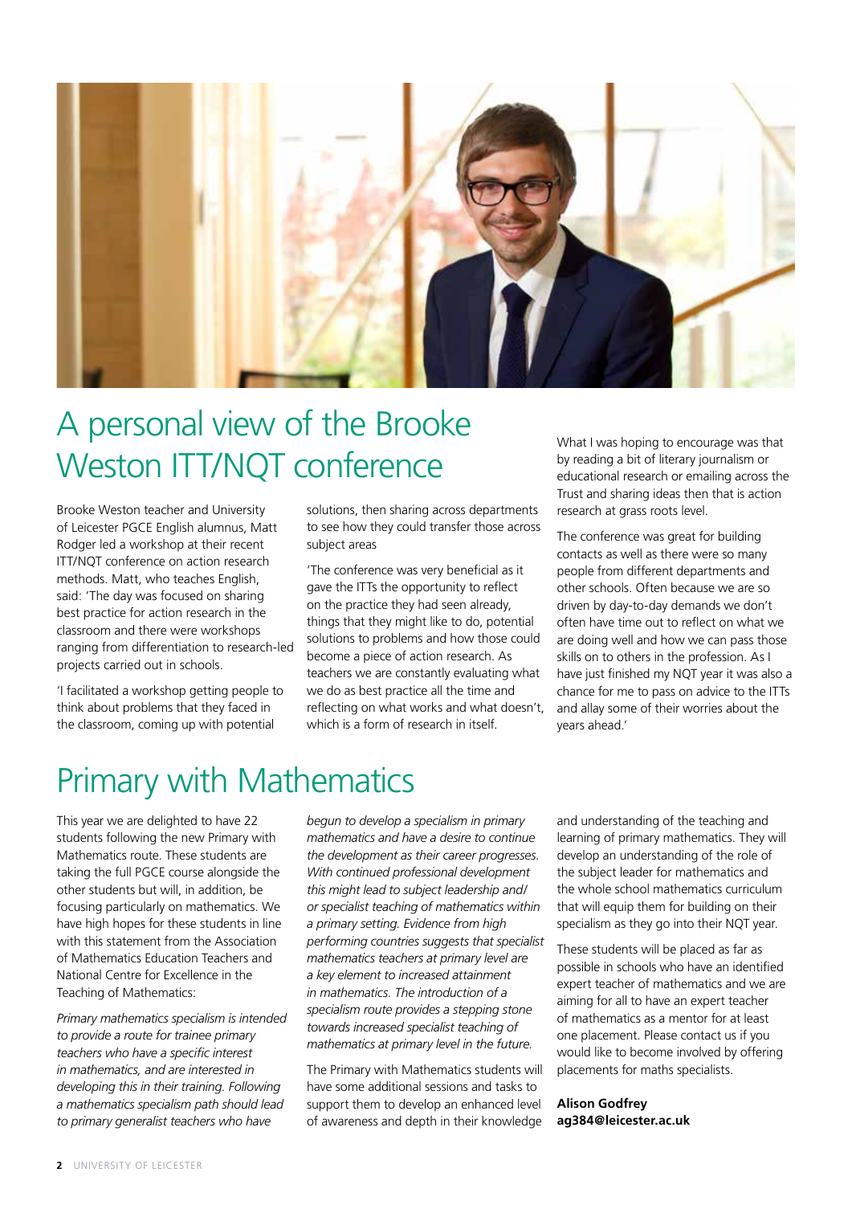# A personal view of the Brooke Weston ITT/NQT conference

Brooke Weston teacher and University of Leicester PGCE English alumnus, Matt Rodger led a workshop at their recent ITT/NQT conference on action research methods. Matt, who teaches English, said: 'The day was focused on sharing best practice for action research in the classroom and there were workshops ranging from differentiation to research-led projects carried out in schools.

'I facilitated a workshop getting people to think about problems that they faced in the classroom, coming up with potential solutions, then sharing across departments to see how they could transfer those across subject areas

'The conference was very beneficial as it gave the ITTs the opportunity to reflect on the practice they had seen already, things that they might like to do, potential solutions to problems and how those could become a piece of action research. As teachers we are constantly evaluating what we do as best practice all the time and reflecting on what works and what doesn't, which is a form of research in itself.

What I was hoping to encourage was that by reading a bit of literary journalism or educational research or emailing across the Trust and sharing ideas then that is action research at grass roots level.

The conference was great for building contacts as well as there were so many people from different departments and other schools. Often because we are so driven by day-to-day demands we don't often have time out to reflect on what we are doing well and how we can pass those skills on to others in the profession. As I have just finished my NQT year it was also a chance for me to pass on advice to the ITTs and allay some of their worries about the years ahead.'

# Primary with Mathematics

This year we are delighted to have 22 students following the new Primary with Mathematics route. These students are taking the full PGCE course alongside the other students but will, in addition, be focusing particularly on mathematics. We have high hopes for these students in line with this statement from the Association of Mathematics Education Teachers and National Centre for Excellence in the Teaching of Mathematics:

*Primary mathematics specialism is intended to provide a route for trainee primary teachers who have a specific interest in mathematics, and are interested in developing this in their training. Following a mathematics specialism path should lead to primary generalist teachers who have begun to develop a specialism in primary mathematics and have a desire to continue the development as their career progresses. With continued professional development this might lead to subject leadership and/or specialist teaching of mathematics within a primary setting. Evidence from high performing countries suggests that specialist mathematics teachers at primary level are a key element to increased attainment in mathematics. The introduction of a specialism route provides a stepping stone towards increased specialist teaching of mathematics at primary level in the future.*

The Primary with Mathematics students will have some additional sessions and tasks to support them to develop an enhanced level of awareness and depth in their knowledge and understanding of the teaching and learning of primary mathematics. They will develop an understanding of the role of the subject leader for mathematics and the whole school mathematics curriculum that will equip them for building on their specialism as they go into their NQT year.

These students will be placed as far as possible in schools who have an identified expert teacher of mathematics and we are aiming for all to have an expert teacher of mathematics as a mentor for at least one placement. Please contact us if you would like to become involved by offering placements for maths specialists.

**Alison Godfrey**
**ag384@leicester.ac.uk**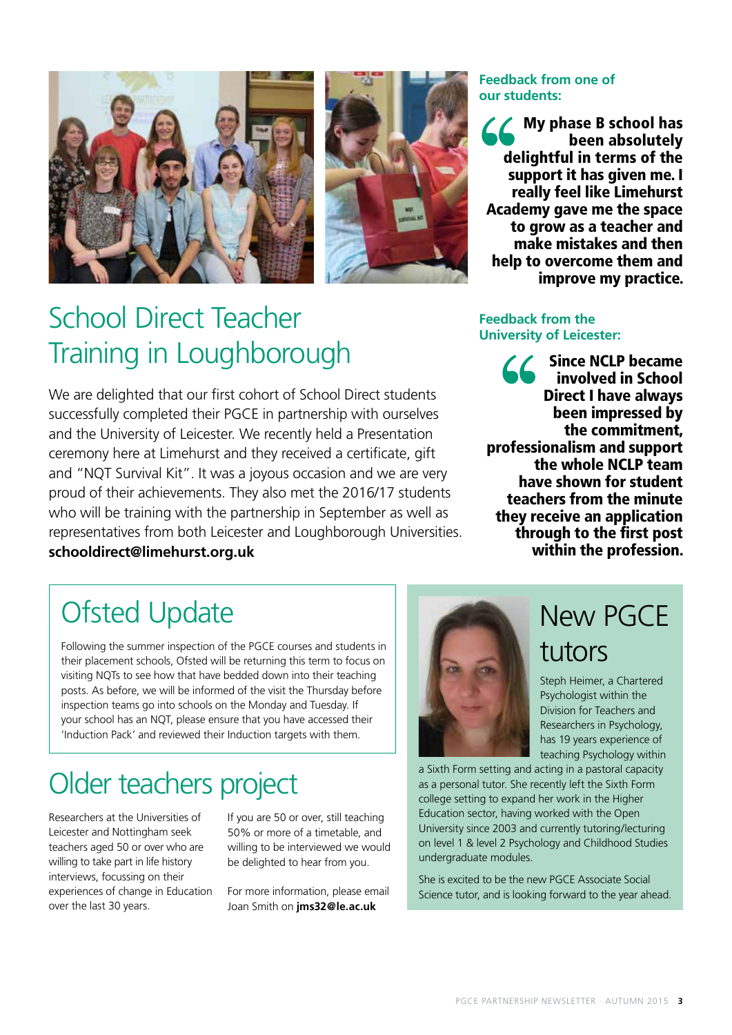# School Direct Teacher Training in Loughborough

We are delighted that our first cohort of School Direct students successfully completed their PGCE in partnership with ourselves and the University of Leicester. We recently held a Presentation ceremony here at Limehurst and they received a certificate, gift and "NQT Survival Kit". It was a joyous occasion and we are very proud of their achievements. They also met the 2016/17 students who will be training with the partnership in September as well as representatives from both Leicester and Loughborough Universities.
**schooldirect@limehurst.org.uk**

**Feedback from one of our students:**

> **My phase B school has been absolutely delightful in terms of the support it has given me. I really feel like Limehurst Academy gave me the space to grow as a teacher and make mistakes and then help to overcome them and improve my practice.**

**Feedback from the University of Leicester:**

> **Since NCLP became involved in School Direct I have always been impressed by the commitment, professionalism and support the whole NCLP team have shown for student teachers from the minute they receive an application through to the first post within the profession.**

## Ofsted Update

Following the summer inspection of the PGCE courses and students in their placement schools, Ofsted will be returning this term to focus on visiting NQTs to see how that have bedded down into their teaching posts. As before, we will be informed of the visit the Thursday before inspection teams go into schools on the Monday and Tuesday. If your school has an NQT, please ensure that you have accessed their 'Induction Pack' and reviewed their Induction targets with them.

## Older teachers project

Researchers at the Universities of Leicester and Nottingham seek teachers aged 50 or over who are willing to take part in life history interviews, focussing on their experiences of change in Education over the last 30 years.

If you are 50 or over, still teaching 50% or more of a timetable, and willing to be interviewed we would be delighted to hear from you.

For more information, please email Joan Smith on **jms32@le.ac.uk**

## New PGCE tutors

Steph Heimer, a Chartered Psychologist within the Division for Teachers and Researchers in Psychology, has 19 years experience of teaching Psychology within a Sixth Form setting and acting in a pastoral capacity as a personal tutor. She recently left the Sixth Form college setting to expand her work in the Higher Education sector, having worked with the Open University since 2003 and currently tutoring/lecturing on level 1 & level 2 Psychology and Childhood Studies undergraduate modules.

She is excited to be the new PGCE Associate Social Science tutor, and is looking forward to the year ahead.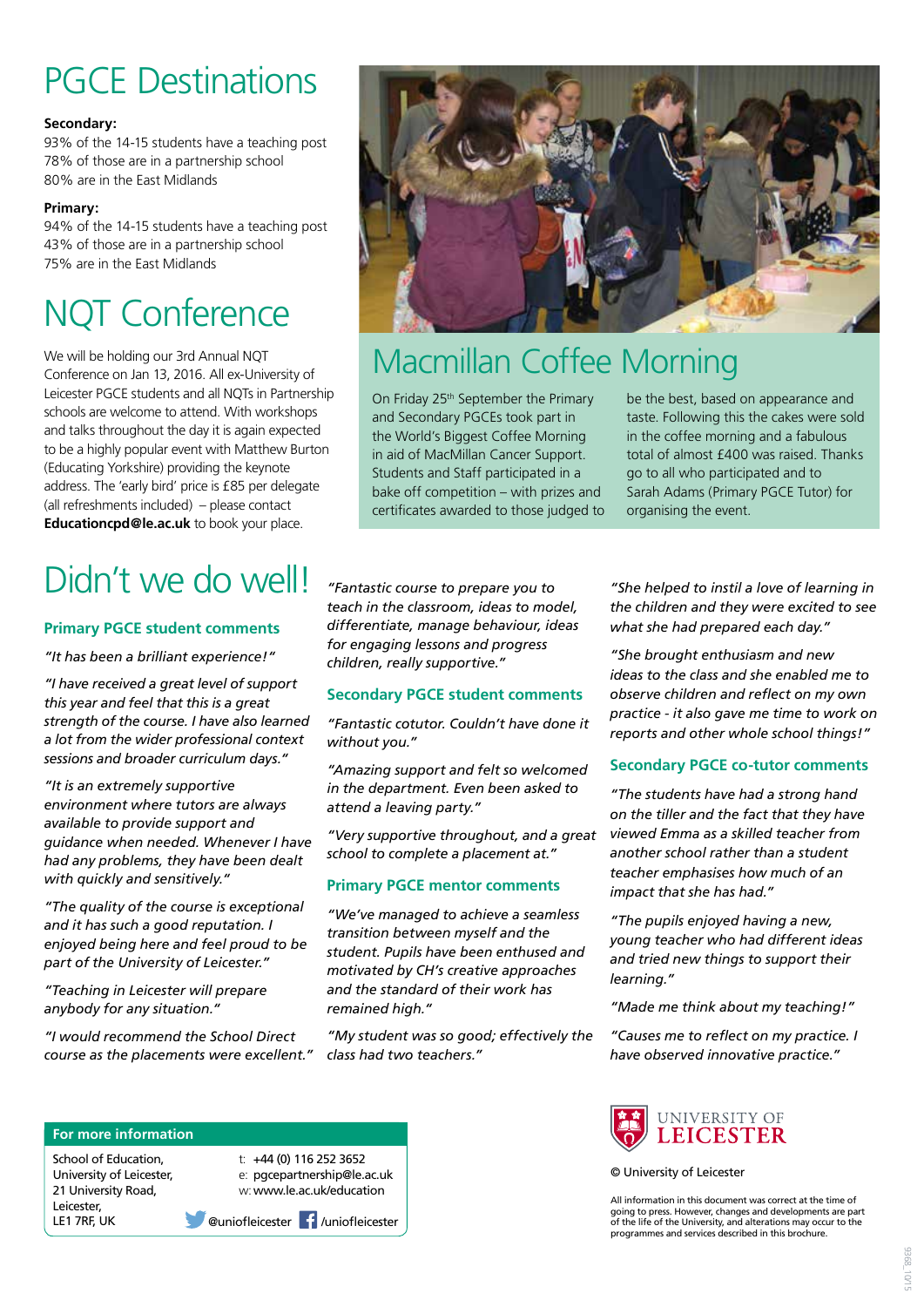# PGCE Destinations

**Secondary:**

93% of the 14-15 students have a teaching post
78% of those are in a partnership school
80% are in the East Midlands

**Primary:**

94% of the 14-15 students have a teaching post
43% of those are in a partnership school
75% are in the East Midlands

# NQT Conference

We will be holding our 3rd Annual NQT Conference on Jan 13, 2016. All ex-University of Leicester PGCE students and all NQTs in Partnership schools are welcome to attend. With workshops and talks throughout the day it is again expected to be a highly popular event with Matthew Burton (Educating Yorkshire) providing the keynote address. The 'early bird' price is £85 per delegate (all refreshments included) – please contact **Educationcpd@le.ac.uk** to book your place.

# Macmillan Coffee Morning

On Friday 25th September the Primary and Secondary PGCEs took part in the World's Biggest Coffee Morning in aid of MacMillan Cancer Support. Students and Staff participated in a bake off competition – with prizes and certificates awarded to those judged to be the best, based on appearance and taste. Following this the cakes were sold in the coffee morning and a fabulous total of almost £400 was raised. Thanks go to all who participated and to Sarah Adams (Primary PGCE Tutor) for organising the event.

# Didn't we do well!

### Primary PGCE student comments

*"It has been a brilliant experience!"*

*"I have received a great level of support this year and feel that this is a great strength of the course. I have also learned a lot from the wider professional context sessions and broader curriculum days."*

*"It is an extremely supportive environment where tutors are always available to provide support and guidance when needed. Whenever I have had any problems, they have been dealt with quickly and sensitively."*

*"The quality of the course is exceptional and it has such a good reputation. I enjoyed being here and feel proud to be part of the University of Leicester."*

*"Teaching in Leicester will prepare anybody for any situation."*

*"I would recommend the School Direct course as the placements were excellent."*

*"Fantastic course to prepare you to teach in the classroom, ideas to model, differentiate, manage behaviour, ideas for engaging lessons and progress children, really supportive."*

### Secondary PGCE student comments

*"Fantastic cotutor. Couldn't have done it without you."*

*"Amazing support and felt so welcomed in the department. Even been asked to attend a leaving party."*

*"Very supportive throughout, and a great school to complete a placement at."*

### Primary PGCE mentor comments

*"We've managed to achieve a seamless transition between myself and the student. Pupils have been enthused and motivated by CH's creative approaches and the standard of their work has remained high."*

*"My student was so good; effectively the class had two teachers."*

*"She helped to instil a love of learning in the children and they were excited to see what she had prepared each day."*

*"She brought enthusiasm and new ideas to the class and she enabled me to observe children and reflect on my own practice - it also gave me time to work on reports and other whole school things!"*

### Secondary PGCE co-tutor comments

*"The students have had a strong hand on the tiller and the fact that they have viewed Emma as a skilled teacher from another school rather than a student teacher emphasises how much of an impact that she has had."*

*"The pupils enjoyed having a new, young teacher who had different ideas and tried new things to support their learning."*

*"Made me think about my teaching!"*

*"Causes me to reflect on my practice. I have observed innovative practice."*

**For more information**

School of Education,
University of Leicester,
21 University Road,
Leicester,
LE1 7RF, UK

t: +44 (0) 116 252 3652
e: pgcepartnership@le.ac.uk
w: www.le.ac.uk/education

@uniofleicester /uniofleicester

UNIVERSITY OF LEICESTER

© University of Leicester

All information in this document was correct at the time of going to press. However, changes and developments are part of the life of the University, and alterations may occur to the programmes and services described in this brochure.

9368_10/15